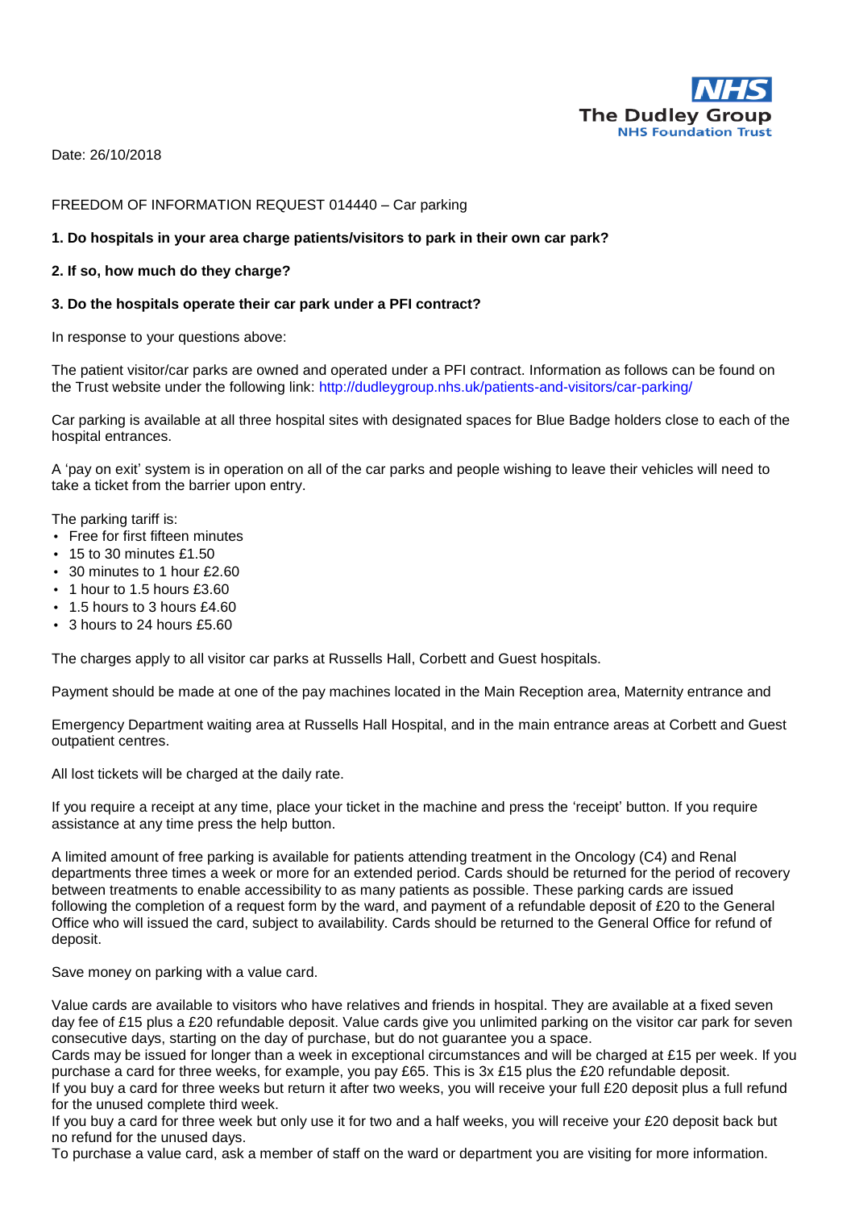The Dudley Group NHS Foundation Trust

Date: 26/10/2018

FREEDOM OF INFORMATION REQUEST 014440 – Car parking

**1. Do hospitals in your area charge patients/visitors to park in their own car park?**

**2. If so, how much do they charge?**

**3. Do the hospitals operate their car park under a PFI contract?**

In response to your questions above:

The patient visitor/car parks are owned and operated under a PFI contract. Information as follows can be found on the Trust website under the following link: http://dudleygroup.nhs.uk/patients-and-visitors/car-parking/

Car parking is available at all three hospital sites with designated spaces for Blue Badge holders close to each of the hospital entrances.

A 'pay on exit' system is in operation on all of the car parks and people wishing to leave their vehicles will need to take a ticket from the barrier upon entry.

The parking tariff is:

- Free for first fifteen minutes
- 15 to 30 minutes £1.50
- 30 minutes to 1 hour £2.60
- 1 hour to 1.5 hours £3.60
- 1.5 hours to 3 hours £4.60
- 3 hours to 24 hours £5.60

The charges apply to all visitor car parks at Russells Hall, Corbett and Guest hospitals.

Payment should be made at one of the pay machines located in the Main Reception area, Maternity entrance and

Emergency Department waiting area at Russells Hall Hospital, and in the main entrance areas at Corbett and Guest outpatient centres.

All lost tickets will be charged at the daily rate.

If you require a receipt at any time, place your ticket in the machine and press the 'receipt' button. If you require assistance at any time press the help button.

A limited amount of free parking is available for patients attending treatment in the Oncology (C4) and Renal departments three times a week or more for an extended period. Cards should be returned for the period of recovery between treatments to enable accessibility to as many patients as possible. These parking cards are issued following the completion of a request form by the ward, and payment of a refundable deposit of £20 to the General Office who will issued the card, subject to availability. Cards should be returned to the General Office for refund of deposit.

Save money on parking with a value card.

Value cards are available to visitors who have relatives and friends in hospital. They are available at a fixed seven day fee of £15 plus a £20 refundable deposit. Value cards give you unlimited parking on the visitor car park for seven consecutive days, starting on the day of purchase, but do not guarantee you a space.

Cards may be issued for longer than a week in exceptional circumstances and will be charged at £15 per week. If you purchase a card for three weeks, for example, you pay £65. This is 3x £15 plus the £20 refundable deposit.

If you buy a card for three weeks but return it after two weeks, you will receive your full £20 deposit plus a full refund for the unused complete third week.

If you buy a card for three week but only use it for two and a half weeks, you will receive your £20 deposit back but no refund for the unused days.

To purchase a value card, ask a member of staff on the ward or department you are visiting for more information.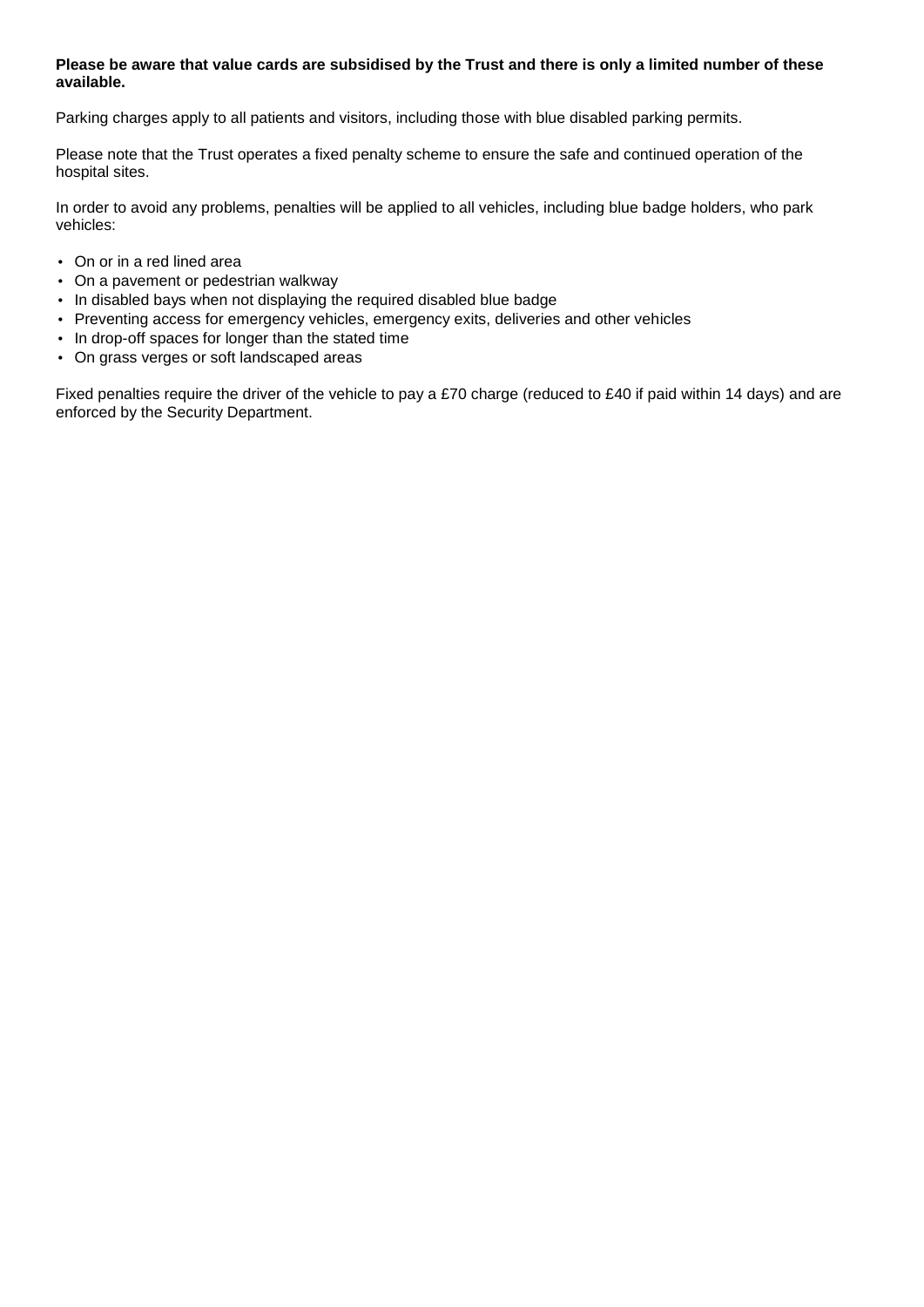**Please be aware that value cards are subsidised by the Trust and there is only a limited number of these available.**

Parking charges apply to all patients and visitors, including those with blue disabled parking permits.

Please note that the Trust operates a fixed penalty scheme to ensure the safe and continued operation of the hospital sites.

In order to avoid any problems, penalties will be applied to all vehicles, including blue badge holders, who park vehicles:

- On or in a red lined area
- On a pavement or pedestrian walkway
- In disabled bays when not displaying the required disabled blue badge
- Preventing access for emergency vehicles, emergency exits, deliveries and other vehicles
- In drop-off spaces for longer than the stated time
- On grass verges or soft landscaped areas

Fixed penalties require the driver of the vehicle to pay a £70 charge (reduced to £40 if paid within 14 days) and are enforced by the Security Department.